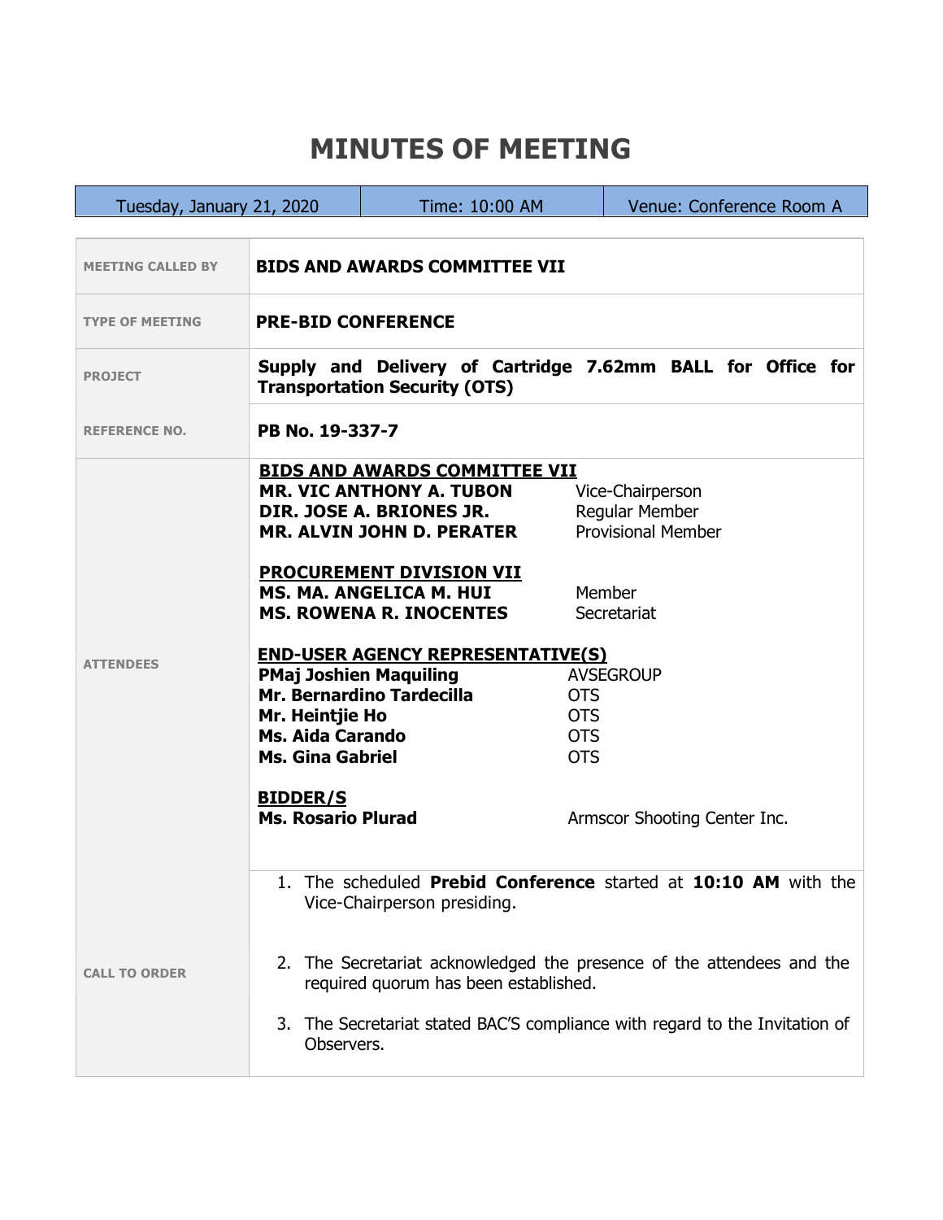# MINUTES OF MEETING

| Tuesday, January 21, 2020 | Time: 10:00 AM | Venue: Conference Room A |
|---|---|---|

| | |
|---|---|
| **MEETING CALLED BY** | **BIDS AND AWARDS COMMITTEE VII** |
| **TYPE OF MEETING** | **PRE-BID CONFERENCE** |
| **PROJECT** | **Supply and Delivery of Cartridge 7.62mm BALL for Office for Transportation Security (OTS)** |
| **REFERENCE NO.** | **PB No. 19-337-7** |
| **ATTENDEES** | **BIDS AND AWARDS COMMITTEE VII**<br>**MR. VIC ANTHONY A. TUBON** — Vice-Chairperson<br>**DIR. JOSE A. BRIONES JR.** — Regular Member<br>**MR. ALVIN JOHN D. PERATER** — Provisional Member<br><br>**PROCUREMENT DIVISION VII**<br>**MS. MA. ANGELICA M. HUI** — Member<br>**MS. ROWENA R. INOCENTES** — Secretariat<br><br>**END-USER AGENCY REPRESENTATIVE(S)**<br>**PMaj Joshien Maquiling** — AVSEGROUP<br>**Mr. Bernardino Tardecilla** — OTS<br>**Mr. Heintjie Ho** — OTS<br>**Ms. Aida Carando** — OTS<br>**Ms. Gina Gabriel** — OTS<br><br>**BIDDER/S**<br>**Ms. Rosario Plurad** — Armscor Shooting Center Inc. |
| **CALL TO ORDER** | 1. The scheduled **Prebid Conference** started at **10:10 AM** with the Vice-Chairperson presiding.<br><br>2. The Secretariat acknowledged the presence of the attendees and the required quorum has been established.<br><br>3. The Secretariat stated BAC'S compliance with regard to the Invitation of Observers. |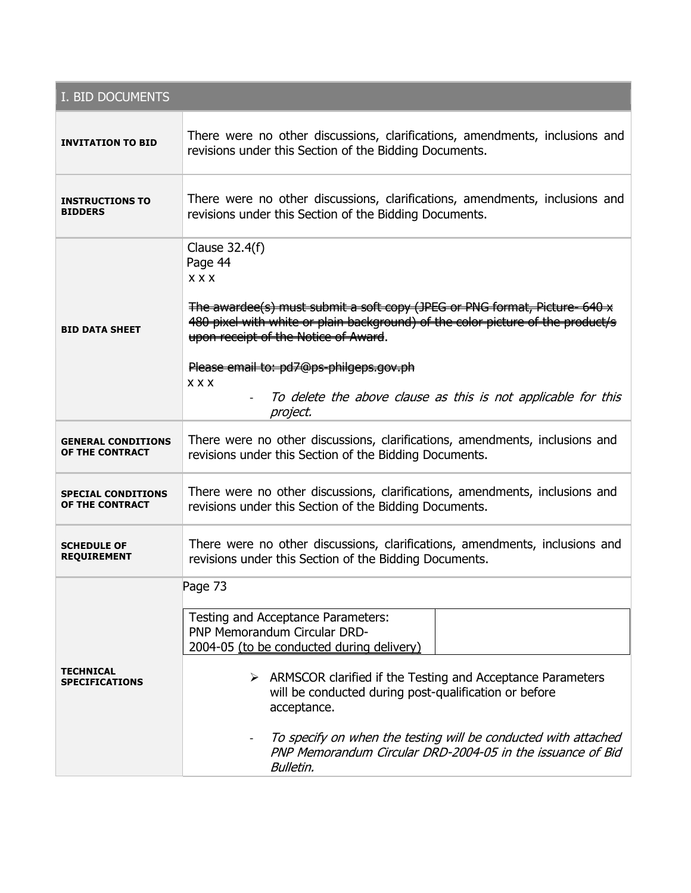| I. BID DOCUMENTS | |
|---|---|
| **INVITATION TO BID** | There were no other discussions, clarifications, amendments, inclusions and revisions under this Section of the Bidding Documents. |
| **INSTRUCTIONS TO BIDDERS** | There were no other discussions, clarifications, amendments, inclusions and revisions under this Section of the Bidding Documents. |
| **BID DATA SHEET** | Clause 32.4(f)<br>Page 44<br>x x x<br><br>~~The awardee(s) must submit a soft copy (JPEG or PNG format, Picture- 640 x 480 pixel with white or plain background) of the color picture of the product/s upon receipt of the Notice of Award~~.<br><br>~~Please email to: pd7@ps-philgeps.gov.ph~~<br>x x x<br>- *To delete the above clause as this is not applicable for this project.* |
| **GENERAL CONDITIONS OF THE CONTRACT** | There were no other discussions, clarifications, amendments, inclusions and revisions under this Section of the Bidding Documents. |
| **SPECIAL CONDITIONS OF THE CONTRACT** | There were no other discussions, clarifications, amendments, inclusions and revisions under this Section of the Bidding Documents. |
| **SCHEDULE OF REQUIREMENT** | There were no other discussions, clarifications, amendments, inclusions and revisions under this Section of the Bidding Documents. |
| **TECHNICAL SPECIFICATIONS** | Page 73<br><br>Testing and Acceptance Parameters: PNP Memorandum Circular DRD-2004-05 <u>(to be conducted during delivery)</u><br><br>➢ ARMSCOR clarified if the Testing and Acceptance Parameters will be conducted during post-qualification or before acceptance.<br><br>- *To specify on when the testing will be conducted with attached PNP Memorandum Circular DRD-2004-05 in the issuance of Bid Bulletin.* |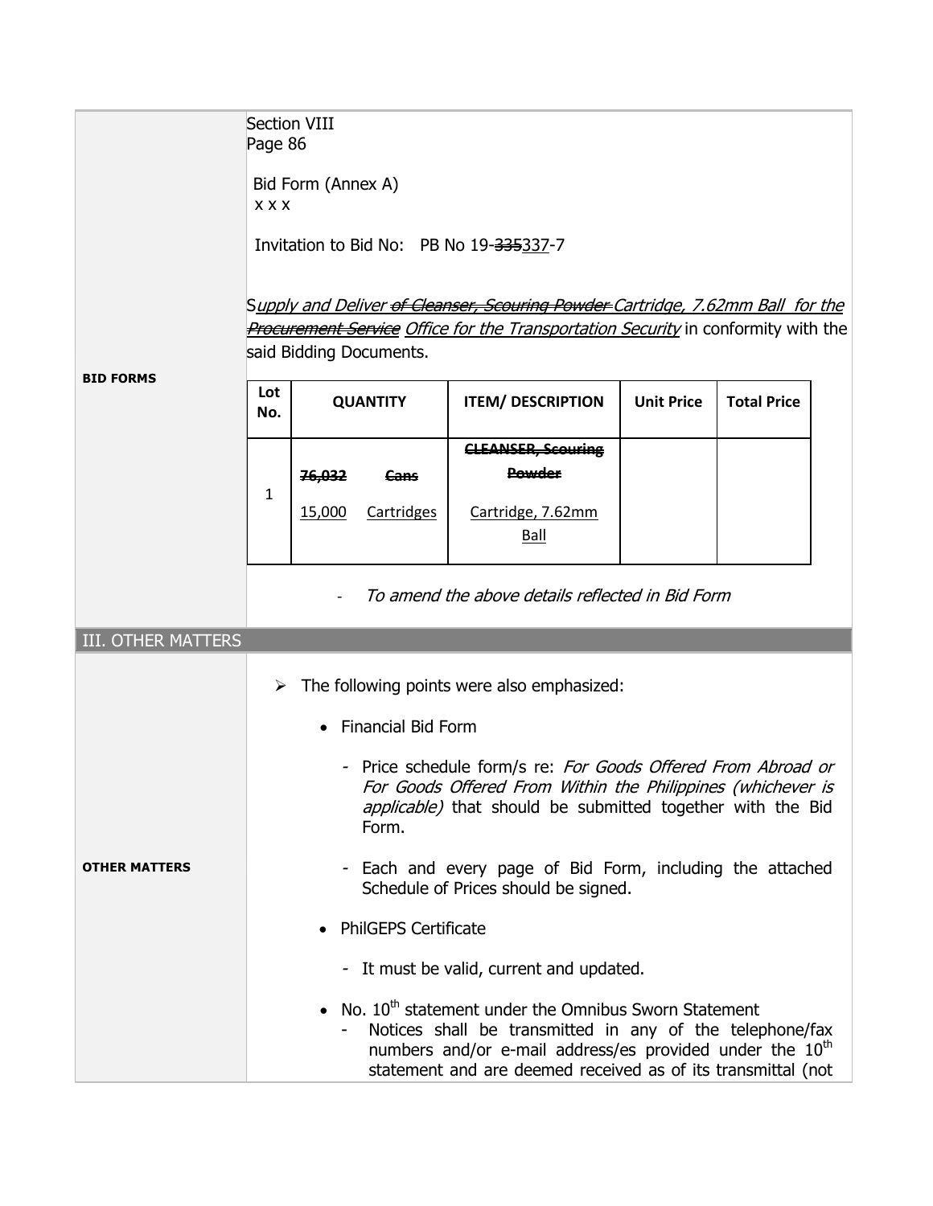| | |
|---|---|
| **BID FORMS** | Section VIII<br>Page 86<br><br>Bid Form (Annex A)<br>x x x<br><br>Invitation to Bid No: PB No 19-~~335~~337-7<br><br>S*upply and Deliver ~~of Cleanser, Scouring Powder~~ Cartridge, 7.62mm Ball for the ~~Procurement Service~~ Office for the Transportation Security* in conformity with the said Bidding Documents.<br><br>**Lot No.** \| **QUANTITY** \| **ITEM/ DESCRIPTION** \| **Unit Price** \| **Total Price**<br>1 \| ~~76,032 Cans~~ 15,000 Cartridges \| ~~CLEANSER, Scouring Powder~~ Cartridge, 7.62mm Ball \| \|<br><br>- *To amend the above details reflected in Bid Form* |

## III. OTHER MATTERS

| | |
|---|---|
| **OTHER MATTERS** | ➢ The following points were also emphasized:<br><br>• Financial Bid Form<br><br>- Price schedule form/s re: *For Goods Offered From Abroad or For Goods Offered From Within the Philippines (whichever is applicable)* that should be submitted together with the Bid Form.<br><br>- Each and every page of Bid Form, including the attached Schedule of Prices should be signed.<br><br>• PhilGEPS Certificate<br><br>- It must be valid, current and updated.<br><br>• No. 10th statement under the Omnibus Sworn Statement<br>- Notices shall be transmitted in any of the telephone/fax numbers and/or e-mail address/es provided under the 10th statement and are deemed received as of its transmittal (not |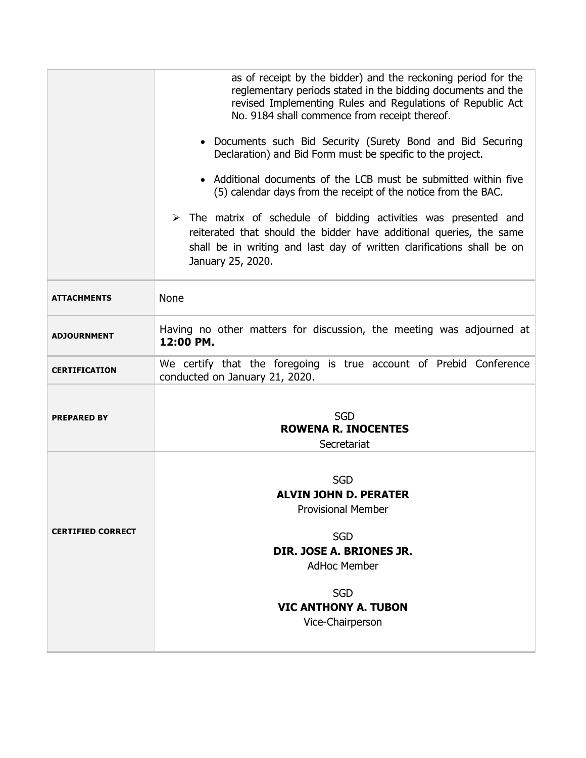| | |
|---|---|
| | as of receipt by the bidder) and the reckoning period for the reglementary periods stated in the bidding documents and the revised Implementing Rules and Regulations of Republic Act No. 9184 shall commence from receipt thereof.<br><br>• Documents such Bid Security (Surety Bond and Bid Securing Declaration) and Bid Form must be specific to the project.<br><br>• Additional documents of the LCB must be submitted within five (5) calendar days from the receipt of the notice from the BAC.<br><br>➢ The matrix of schedule of bidding activities was presented and reiterated that should the bidder have additional queries, the same shall be in writing and last day of written clarifications shall be on January 25, 2020. |
| **ATTACHMENTS** | None |
| **ADJOURNMENT** | Having no other matters for discussion, the meeting was adjourned at **12:00 PM.** |
| **CERTIFICATION** | We certify that the foregoing is true account of Prebid Conference conducted on January 21, 2020. |
| **PREPARED BY** | SGD<br>**ROWENA R. INOCENTES**<br>Secretariat |
| **CERTIFIED CORRECT** | SGD<br>**ALVIN JOHN D. PERATER**<br>Provisional Member<br><br>SGD<br>**DIR. JOSE A. BRIONES JR.**<br>AdHoc Member<br><br>SGD<br>**VIC ANTHONY A. TUBON**<br>Vice-Chairperson |